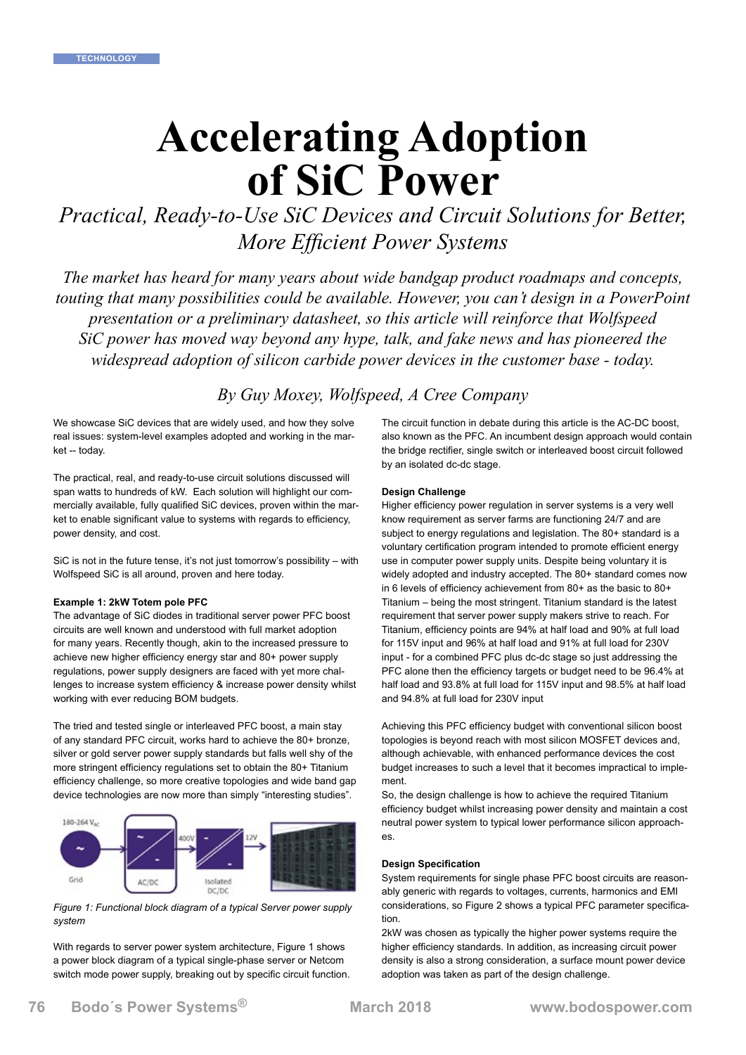TECHNOLOGY

# Accelerating Adoption of SiC Power

## *Practical, Ready-to-Use SiC Devices and Circuit Solutions for Better, More Efficient Power Systems*

*The market has heard for many years about wide bandgap product roadmaps and concepts, touting that many possibilities could be available. However, you can't design in a PowerPoint presentation or a preliminary datasheet, so this article will reinforce that Wolfspeed SiC power has moved way beyond any hype, talk, and fake news and has pioneered the widespread adoption of silicon carbide power devices in the customer base - today.*

*By Guy Moxey, Wolfspeed, A Cree Company*

We showcase SiC devices that are widely used, and how they solve real issues: system-level examples adopted and working in the market -- today.

The practical, real, and ready-to-use circuit solutions discussed will span watts to hundreds of kW. Each solution will highlight our commercially available, fully qualified SiC devices, proven within the market to enable significant value to systems with regards to efficiency, power density, and cost.

SiC is not in the future tense, it's not just tomorrow's possibility – with Wolfspeed SiC is all around, proven and here today.

**Example 1: 2kW Totem pole PFC**

The advantage of SiC diodes in traditional server power PFC boost circuits are well known and understood with full market adoption for many years. Recently though, akin to the increased pressure to achieve new higher efficiency energy star and 80+ power supply regulations, power supply designers are faced with yet more challenges to increase system efficiency & increase power density whilst working with ever reducing BOM budgets.

The tried and tested single or interleaved PFC boost, a main stay of any standard PFC circuit, works hard to achieve the 80+ bronze, silver or gold server power supply standards but falls well shy of the more stringent efficiency regulations set to obtain the 80+ Titanium efficiency challenge, so more creative topologies and wide band gap device technologies are now more than simply "interesting studies".

180-264 $V_{AC}$ — Grid — AC/DC — 400V — Isolated DC/DC — 12V

*Figure 1: Functional block diagram of a typical Server power supply system*

With regards to server power system architecture, Figure 1 shows a power block diagram of a typical single-phase server or Netcom switch mode power supply, breaking out by specific circuit function.

The circuit function in debate during this article is the AC-DC boost, also known as the PFC. An incumbent design approach would contain the bridge rectifier, single switch or interleaved boost circuit followed by an isolated dc-dc stage.

**Design Challenge**

Higher efficiency power regulation in server systems is a very well know requirement as server farms are functioning 24/7 and are subject to energy regulations and legislation. The 80+ standard is a voluntary certification program intended to promote efficient energy use in computer power supply units. Despite being voluntary it is widely adopted and industry accepted. The 80+ standard comes now in 6 levels of efficiency achievement from 80+ as the basic to 80+ Titanium – being the most stringent. Titanium standard is the latest requirement that server power supply makers strive to reach. For Titanium, efficiency points are 94% at half load and 90% at full load for 115V input and 96% at half load and 91% at full load for 230V input - for a combined PFC plus dc-dc stage so just addressing the PFC alone then the efficiency targets or budget need to be 96.4% at half load and 93.8% at full load for 115V input and 98.5% at half load and 94.8% at full load for 230V input

Achieving this PFC efficiency budget with conventional silicon boost topologies is beyond reach with most silicon MOSFET devices and, although achievable, with enhanced performance devices the cost budget increases to such a level that it becomes impractical to implement.

So, the design challenge is how to achieve the required Titanium efficiency budget whilst increasing power density and maintain a cost neutral power system to typical lower performance silicon approaches.

**Design Specification**

System requirements for single phase PFC boost circuits are reasonably generic with regards to voltages, currents, harmonics and EMI considerations, so Figure 2 shows a typical PFC parameter specification.

2kW was chosen as typically the higher power systems require the higher efficiency standards. In addition, as increasing circuit power density is also a strong consideration, a surface mount power device adoption was taken as part of the design challenge.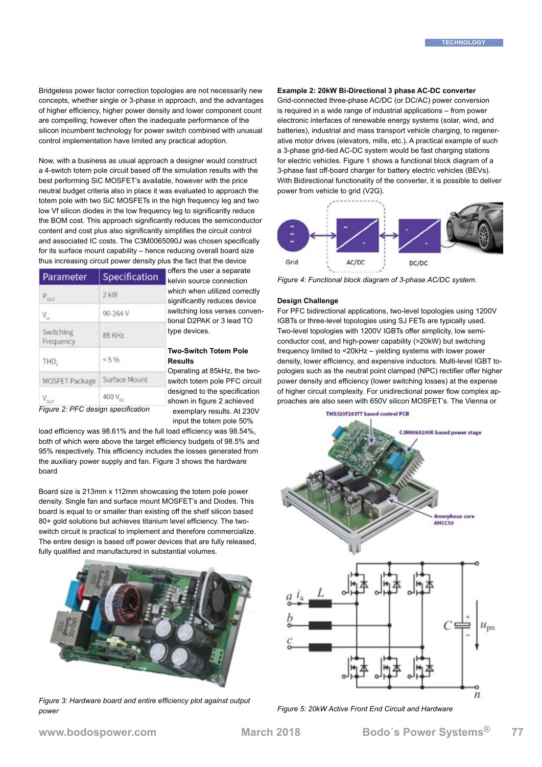Bridgeless power factor correction topologies are not necessarily new concepts, whether single or 3-phase in approach, and the advantages of higher efficiency, higher power density and lower component count are compelling; however often the inadequate performance of the silicon incumbent technology for power switch combined with unusual control implementation have limited any practical adoption.

Now, with a business as usual approach a designer would construct a 4-switch totem pole circuit based off the simulation results with the best performing SiC MOSFET's available, however with the price neutral budget criteria also in place it was evaluated to approach the totem pole with two SiC MOSFETs in the high frequency leg and two low Vf silicon diodes in the low frequency leg to significantly reduce the BOM cost. This approach significantly reduces the semiconductor content and cost plus also significantly simplifies the circuit control and associated IC costs. The C3M0065090J was chosen specifically for its surface mount capability – hence reducing overall board size thus increasing circuit power density plus the fact that the device offers the user a separate kelvin source connection which when utilized correctly significantly reduces device switching loss verses conventional D2PAK or 3 lead TO type devices.

| Parameter | Specification |
|---|---|
| $P_{OUT}$ | 2 kW |
| $V_{in}$ | 90-264 V |
| Switching Frequency | 85 KHz |
| $THD_i$ | <5 % |
| MOSFET Package | Surface Mount |
| $V_{OUT}$ | 400 $V_{DC}$ |

*Figure 2: PFC design specification*

**Two-Switch Totem Pole Results**

Operating at 85kHz, the two-switch totem pole PFC circuit designed to the specification shown in figure 2 achieved exemplary results. At 230V input the totem pole 50% load efficiency was 98.61% and the full load efficiency was 98.54%, both of which were above the target efficiency budgets of 98.5% and 95% respectively. This efficiency includes the losses generated from the auxiliary power supply and fan. Figure 3 shows the hardware board

Board size is 213mm x 112mm showcasing the totem pole power density. Single fan and surface mount MOSFET's and Diodes. This board is equal to or smaller than existing off the shelf silicon based 80+ gold solutions but achieves titanium level efficiency. The two-switch circuit is practical to implement and therefore commercialize. The entire design is based off power devices that are fully released, fully qualified and manufactured in substantial volumes.

*Figure 3: Hardware board and entire efficiency plot against output power*

**Example 2: 20kW Bi-Directional 3 phase AC-DC converter**

Grid-connected three-phase AC/DC (or DC/AC) power conversion is required in a wide range of industrial applications – from power electronic interfaces of renewable energy systems (solar, wind, and batteries), industrial and mass transport vehicle charging, to regenerative motor drives (elevators, mills, etc.). A practical example of such a 3-phase grid-tied AC-DC system would be fast charging stations for electric vehicles. Figure 1 shows a functional block diagram of a 3-phase fast off-board charger for battery electric vehicles (BEVs). With Bidirectional functionality of the converter, it is possible to deliver power from vehicle to grid (V2G).

*Figure 4: Functional block diagram of 3-phase AC/DC system.*

**Design Challenge**

For PFC bidirectional applications, two-level topologies using 1200V IGBTs or three-level topologies using SJ FETs are typically used. Two-level topologies with 1200V IGBTs offer simplicity, low semiconductor cost, and high-power capability (>20kW) but switching frequency limited to <20kHz – yielding systems with lower power density, lower efficiency, and expensive inductors. Multi-level IGBT topologies such as the neutral point clamped (NPC) rectifier offer higher power density and efficiency (lower switching losses) at the expense of higher circuit complexity. For unidirectional power flow complex approaches are also seen with 650V silicon MOSFET's. The Vienna or

*Figure 5: 20kW Active Front End Circuit and Hardware*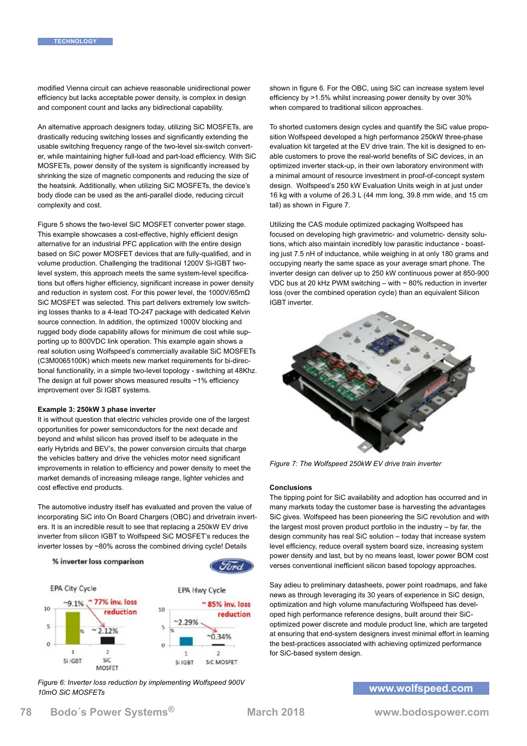modified Vienna circuit can achieve reasonable unidirectional power efficiency but lacks acceptable power density, is complex in design and component count and lacks any bidirectional capability.

An alternative approach designers today, utilizing SiC MOSFETs, are drastically reducing switching losses and significantly extending the usable switching frequency range of the two-level six-switch converter, while maintaining higher full-load and part-load efficiency. With SiC MOSFETs, power density of the system is significantly increased by shrinking the size of magnetic components and reducing the size of the heatsink. Additionally, when utilizing SiC MOSFETs, the device's body diode can be used as the anti-parallel diode, reducing circuit complexity and cost.

Figure 5 shows the two-level SiC MOSFET converter power stage. This example showcases a cost-effective, highly efficient design alternative for an industrial PFC application with the entire design based on SiC power MOSFET devices that are fully-qualified, and in volume production. Challenging the traditional 1200V Si-IGBT two-level system, this approach meets the same system-level specifications but offers higher efficiency, significant increase in power density and reduction in system cost. For this power level, the 1000V/65mΩ SiC MOSFET was selected. This part delivers extremely low switching losses thanks to a 4-lead TO-247 package with dedicated Kelvin source connection. In addition, the optimized 1000V blocking and rugged body diode capability allows for minimum die cost while supporting up to 800VDC link operation. This example again shows a real solution using Wolfspeed's commercially available SiC MOSFETs (C3M0065100K) which meets new market requirements for bi-directional functionality, in a simple two-level topology - switching at 48Khz. The design at full power shows measured results ~1% efficiency improvement over Si IGBT systems.

**Example 3: 250kW 3 phase inverter**

It is without question that electric vehicles provide one of the largest opportunities for power semiconductors for the next decade and beyond and whilst silicon has proved itself to be adequate in the early Hybrids and BEV's, the power conversion circuits that charge the vehicles battery and drive the vehicles motor need significant improvements in relation to efficiency and power density to meet the market demands of increasing mileage range, lighter vehicles and cost effective end products.

The automotive industry itself has evaluated and proven the value of incorporating SiC into On Board Chargers (OBC) and drivetrain inverters. It is an incredible result to see that replacing a 250kW EV drive inverter from silicon IGBT to Wolfspeed SiC MOSFET's reduces the inverter losses by ~80% across the combined driving cycle! Details

% inverter loss comparison

Ford

EPA City Cycle

~9.1%

~77% inv. loss reduction

~2.12%

10
5
0

1 Si IGBT
2 SiC MOSFET

EPA Hwy Cycle

~85% inv. loss reduction

~2.29%

~0.34%

10
5
0

1 Si IGBT
2 SiC MOSFET

*Figure 6: Inverter loss reduction by implementing Wolfspeed 900V 10mO SiC MOSFETs*

shown in figure 6. For the OBC, using SiC can increase system level efficiency by >1.5% whilst increasing power density by over 30% when compared to traditional silicon approaches.

To shorted customers design cycles and quantify the SiC value proposition Wolfspeed developed a high performance 250kW three-phase evaluation kit targeted at the EV drive train. The kit is designed to enable customers to prove the real-world benefits of SiC devices, in an optimized inverter stack-up, in their own laboratory environment with a minimal amount of resource investment in proof-of-concept system design. Wolfspeed's 250 kW Evaluation Units weigh in at just under 16 kg with a volume of 26.3 L (44 mm long, 39.8 mm wide, and 15 cm tall) as shown in Figure 7.

Utilizing the CAS module optimized packaging Wolfspeed has focused on developing high gravimetric- and volumetric- density solutions, which also maintain incredibly low parasitic inductance - boasting just 7.5 nH of inductance, while weighing in at only 180 grams and occupying nearly the same space as your average smart phone. The inverter design can deliver up to 250 kW continuous power at 850-900 VDC bus at 20 kHz PWM switching – with ~ 80% reduction in inverter loss (over the combined operation cycle) than an equivalent Silicon IGBT inverter.

*Figure 7: The Wolfspeed 250kW EV drive train inverter*

**Conclusions**

The tipping point for SiC availability and adoption has occurred and in many markets today the customer base is harvesting the advantages SiC gives. Wolfspeed has been pioneering the SiC revolution and with the largest most proven product portfolio in the industry – by far, the design community has real SiC solution – today that increase system level efficiency, reduce overall system board size, increasing system power density and last, but by no means least, lower power BOM cost verses conventional inefficient silicon based topology approaches.

Say adieu to preliminary datasheets, power point roadmaps, and fake news as through leveraging its 30 years of experience in SiC design, optimization and high volume manufacturing Wolfspeed has developed high performance reference designs, built around their SiC-optimized power discrete and module product line, which are targeted at ensuring that end-system designers invest minimal effort in learning the best-practices associated with achieving optimized performance for SiC-based system design.

www.wolfspeed.com